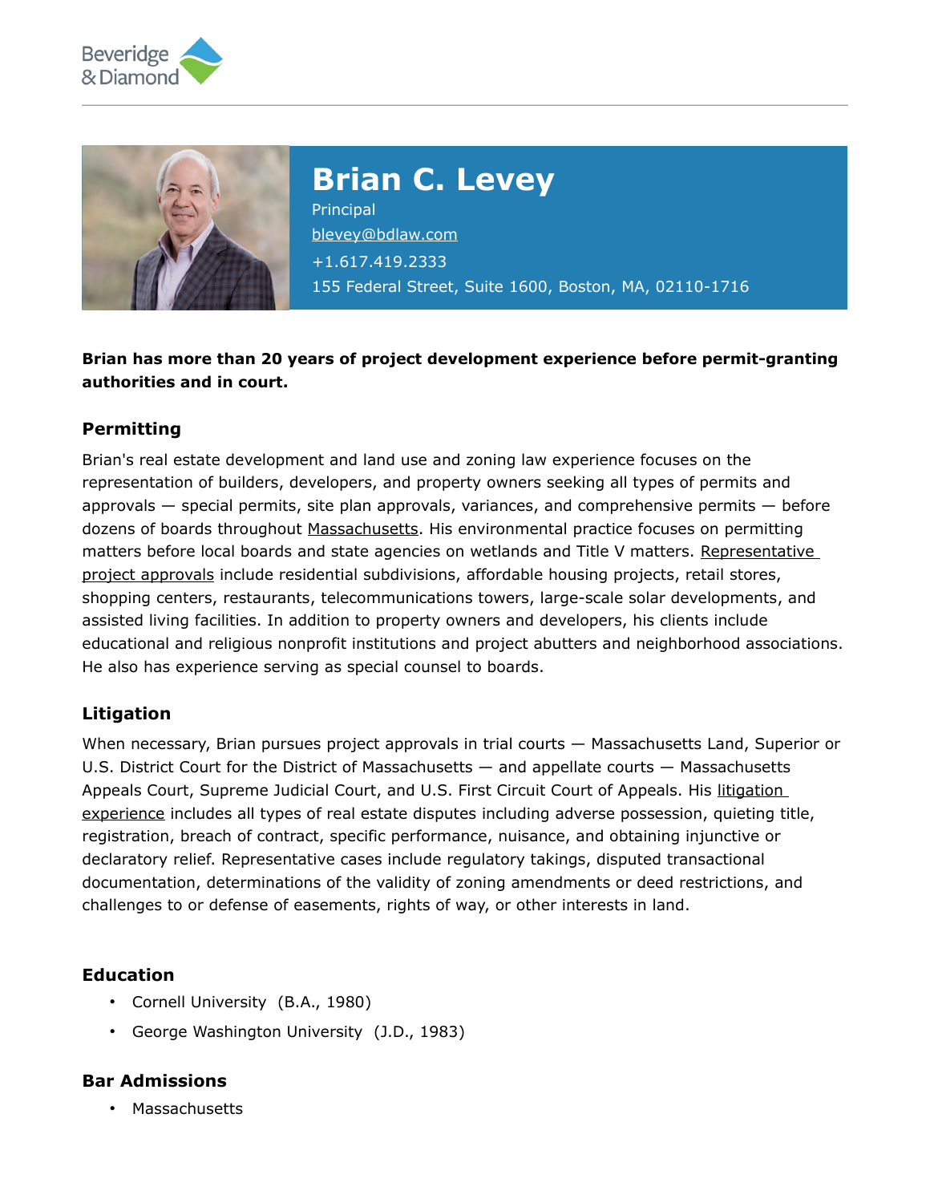Beveridge & Diamond

# Brian C. Levey

Principal

blevey@bdlaw.com

+1.617.419.2333

155 Federal Street, Suite 1600, Boston, MA, 02110-1716

**Brian has more than 20 years of project development experience before permit-granting authorities and in court.**

## Permitting

Brian's real estate development and land use and zoning law experience focuses on the representation of builders, developers, and property owners seeking all types of permits and approvals — special permits, site plan approvals, variances, and comprehensive permits — before dozens of boards throughout Massachusetts. His environmental practice focuses on permitting matters before local boards and state agencies on wetlands and Title V matters. Representative project approvals include residential subdivisions, affordable housing projects, retail stores, shopping centers, restaurants, telecommunications towers, large-scale solar developments, and assisted living facilities. In addition to property owners and developers, his clients include educational and religious nonprofit institutions and project abutters and neighborhood associations. He also has experience serving as special counsel to boards.

## Litigation

When necessary, Brian pursues project approvals in trial courts — Massachusetts Land, Superior or U.S. District Court for the District of Massachusetts — and appellate courts — Massachusetts Appeals Court, Supreme Judicial Court, and U.S. First Circuit Court of Appeals. His litigation experience includes all types of real estate disputes including adverse possession, quieting title, registration, breach of contract, specific performance, nuisance, and obtaining injunctive or declaratory relief. Representative cases include regulatory takings, disputed transactional documentation, determinations of the validity of zoning amendments or deed restrictions, and challenges to or defense of easements, rights of way, or other interests in land.

## Education

- Cornell University (B.A., 1980)
- George Washington University (J.D., 1983)

## Bar Admissions

- Massachusetts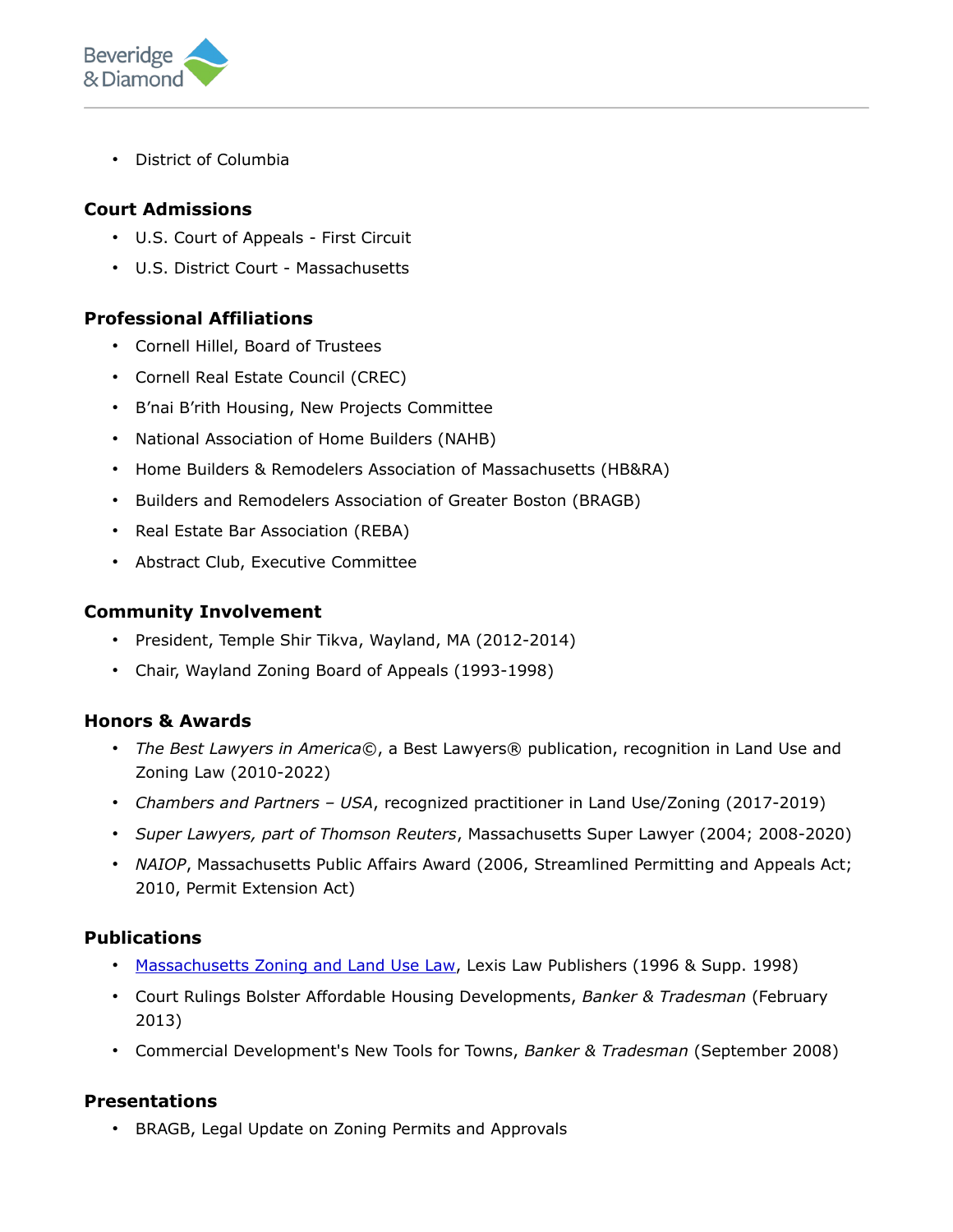- District of Columbia

### Court Admissions

- U.S. Court of Appeals - First Circuit
- U.S. District Court - Massachusetts

### Professional Affiliations

- Cornell Hillel, Board of Trustees
- Cornell Real Estate Council (CREC)
- B'nai B'rith Housing, New Projects Committee
- National Association of Home Builders (NAHB)
- Home Builders & Remodelers Association of Massachusetts (HB&RA)
- Builders and Remodelers Association of Greater Boston (BRAGB)
- Real Estate Bar Association (REBA)
- Abstract Club, Executive Committee

### Community Involvement

- President, Temple Shir Tikva, Wayland, MA (2012-2014)
- Chair, Wayland Zoning Board of Appeals (1993-1998)

### Honors & Awards

- *The Best Lawyers in America©*, a Best Lawyers® publication, recognition in Land Use and Zoning Law (2010-2022)
- *Chambers and Partners – USA*, recognized practitioner in Land Use/Zoning (2017-2019)
- *Super Lawyers, part of Thomson Reuters*, Massachusetts Super Lawyer (2004; 2008-2020)
- *NAIOP*, Massachusetts Public Affairs Award (2006, Streamlined Permitting and Appeals Act; 2010, Permit Extension Act)

### Publications

- Massachusetts Zoning and Land Use Law, Lexis Law Publishers (1996 & Supp. 1998)
- Court Rulings Bolster Affordable Housing Developments, *Banker & Tradesman* (February 2013)
- Commercial Development's New Tools for Towns, *Banker & Tradesman* (September 2008)

### Presentations

- BRAGB, Legal Update on Zoning Permits and Approvals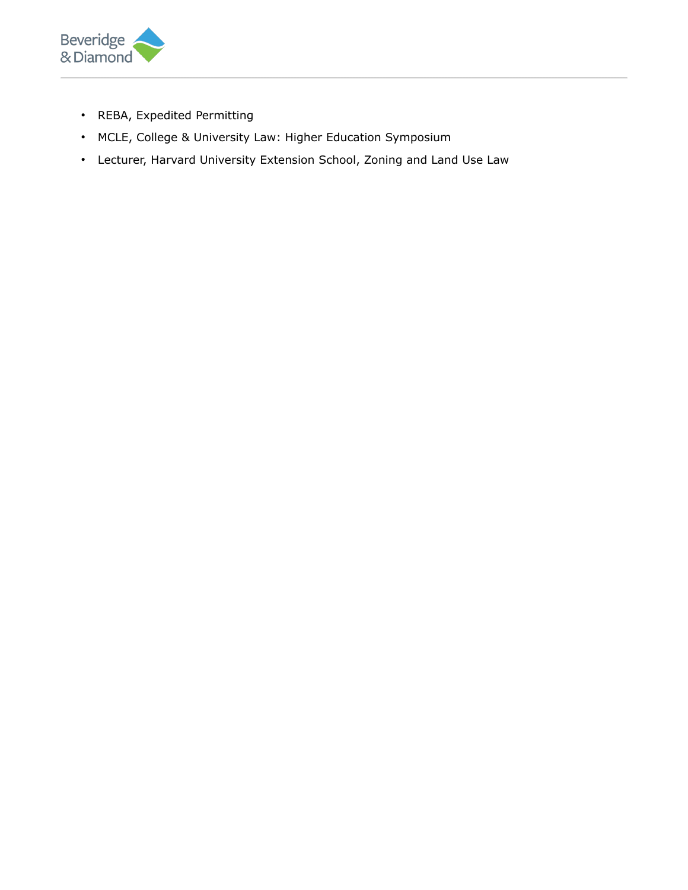- REBA, Expedited Permitting
- MCLE, College & University Law: Higher Education Symposium
- Lecturer, Harvard University Extension School, Zoning and Land Use Law